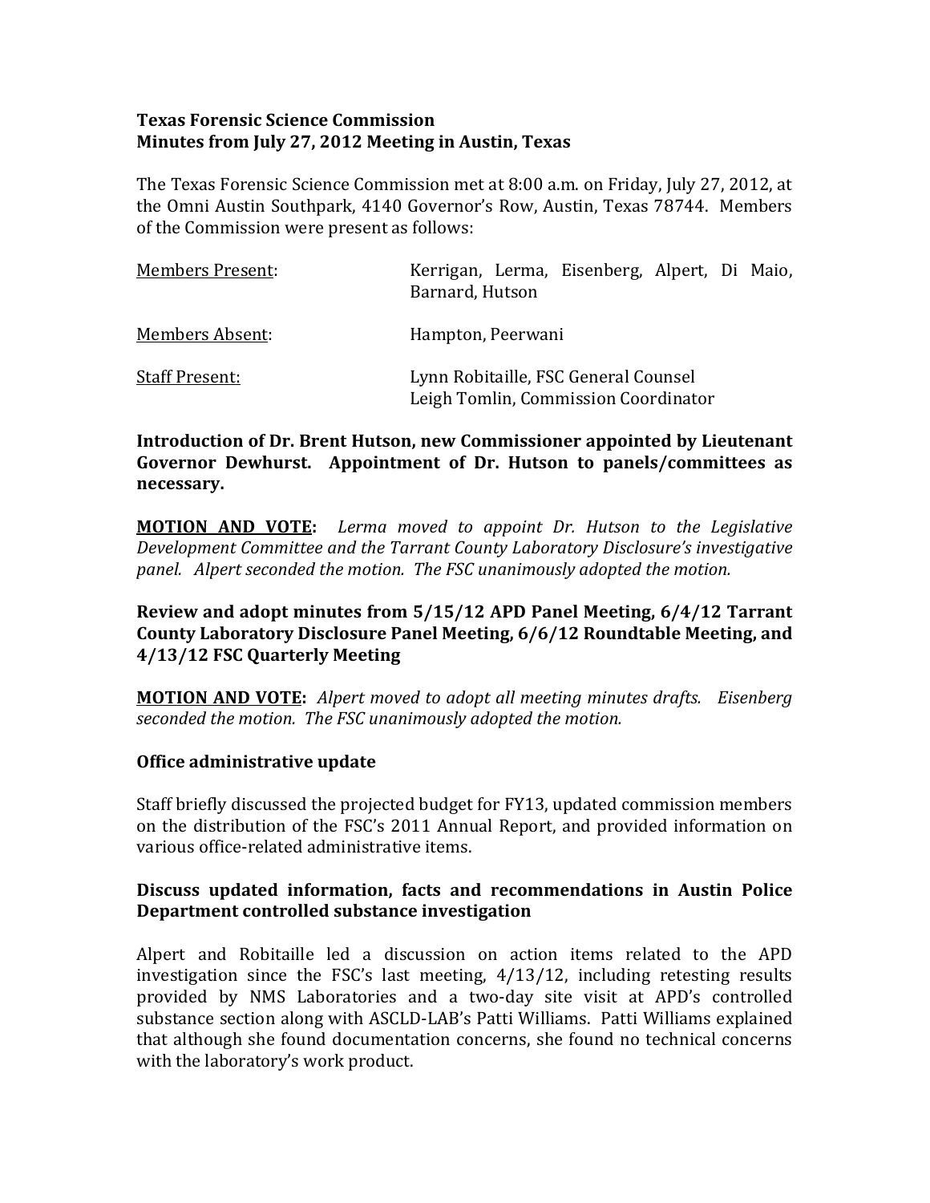**Texas Forensic Science Commission**
**Minutes from July 27, 2012 Meeting in Austin, Texas**

The Texas Forensic Science Commission met at 8:00 a.m. on Friday, July 27, 2012, at the Omni Austin Southpark, 4140 Governor's Row, Austin, Texas 78744. Members of the Commission were present as follows:

| | |
|---|---|
| Members Present: | Kerrigan, Lerma, Eisenberg, Alpert, Di Maio, Barnard, Hutson |
| Members Absent: | Hampton, Peerwani |
| Staff Present: | Lynn Robitaille, FSC General Counsel<br>Leigh Tomlin, Commission Coordinator |

**Introduction of Dr. Brent Hutson, new Commissioner appointed by Lieutenant Governor Dewhurst. Appointment of Dr. Hutson to panels/committees as necessary.**

**MOTION AND VOTE:** *Lerma moved to appoint Dr. Hutson to the Legislative Development Committee and the Tarrant County Laboratory Disclosure's investigative panel. Alpert seconded the motion. The FSC unanimously adopted the motion.*

**Review and adopt minutes from 5/15/12 APD Panel Meeting, 6/4/12 Tarrant County Laboratory Disclosure Panel Meeting, 6/6/12 Roundtable Meeting, and 4/13/12 FSC Quarterly Meeting**

**MOTION AND VOTE:** *Alpert moved to adopt all meeting minutes drafts. Eisenberg seconded the motion. The FSC unanimously adopted the motion.*

**Office administrative update**

Staff briefly discussed the projected budget for FY13, updated commission members on the distribution of the FSC's 2011 Annual Report, and provided information on various office-related administrative items.

**Discuss updated information, facts and recommendations in Austin Police Department controlled substance investigation**

Alpert and Robitaille led a discussion on action items related to the APD investigation since the FSC's last meeting, 4/13/12, including retesting results provided by NMS Laboratories and a two-day site visit at APD's controlled substance section along with ASCLD-LAB's Patti Williams. Patti Williams explained that although she found documentation concerns, she found no technical concerns with the laboratory's work product.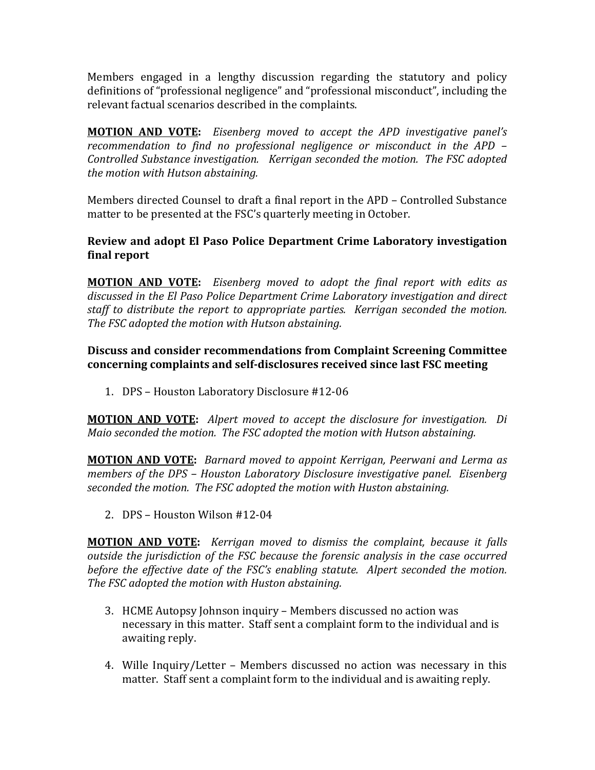Members engaged in a lengthy discussion regarding the statutory and policy definitions of "professional negligence" and "professional misconduct", including the relevant factual scenarios described in the complaints.

**MOTION AND VOTE:** *Eisenberg moved to accept the APD investigative panel's recommendation to find no professional negligence or misconduct in the APD – Controlled Substance investigation. Kerrigan seconded the motion. The FSC adopted the motion with Hutson abstaining.*

Members directed Counsel to draft a final report in the APD – Controlled Substance matter to be presented at the FSC's quarterly meeting in October.

**Review and adopt El Paso Police Department Crime Laboratory investigation final report**

**MOTION AND VOTE:** *Eisenberg moved to adopt the final report with edits as discussed in the El Paso Police Department Crime Laboratory investigation and direct staff to distribute the report to appropriate parties. Kerrigan seconded the motion. The FSC adopted the motion with Hutson abstaining.*

**Discuss and consider recommendations from Complaint Screening Committee concerning complaints and self-disclosures received since last FSC meeting**

1. DPS – Houston Laboratory Disclosure #12-06

**MOTION AND VOTE:** *Alpert moved to accept the disclosure for investigation. Di Maio seconded the motion. The FSC adopted the motion with Hutson abstaining.*

**MOTION AND VOTE:** *Barnard moved to appoint Kerrigan, Peerwani and Lerma as members of the DPS – Houston Laboratory Disclosure investigative panel. Eisenberg seconded the motion. The FSC adopted the motion with Huston abstaining.*

2. DPS – Houston Wilson #12-04

**MOTION AND VOTE:** *Kerrigan moved to dismiss the complaint, because it falls outside the jurisdiction of the FSC because the forensic analysis in the case occurred before the effective date of the FSC's enabling statute. Alpert seconded the motion. The FSC adopted the motion with Huston abstaining.*

3. HCME Autopsy Johnson inquiry – Members discussed no action was necessary in this matter. Staff sent a complaint form to the individual and is awaiting reply.

4. Wille Inquiry/Letter – Members discussed no action was necessary in this matter. Staff sent a complaint form to the individual and is awaiting reply.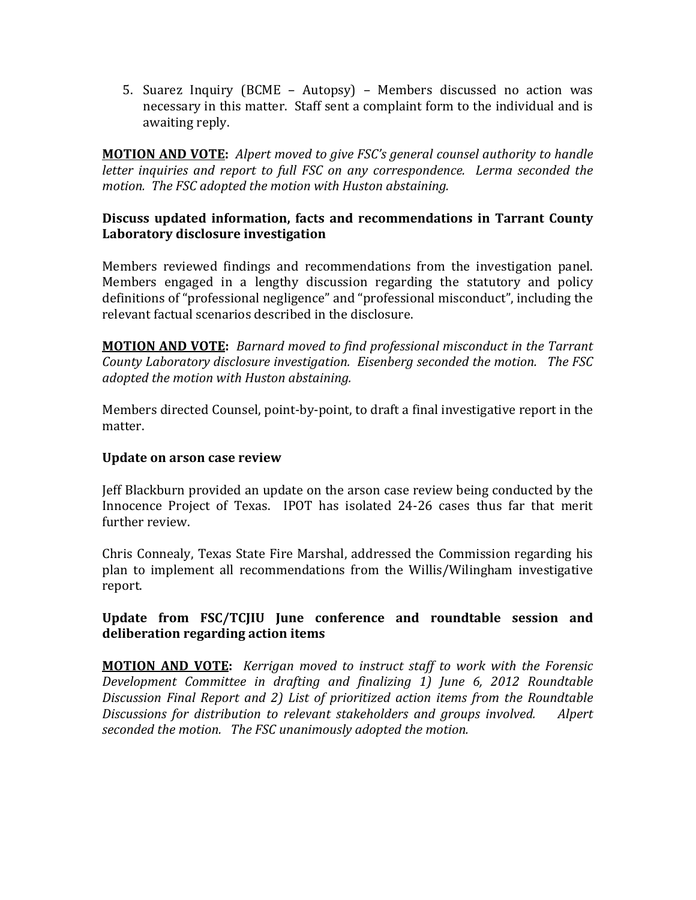5. Suarez Inquiry (BCME – Autopsy) – Members discussed no action was necessary in this matter. Staff sent a complaint form to the individual and is awaiting reply.

**MOTION AND VOTE:** *Alpert moved to give FSC's general counsel authority to handle letter inquiries and report to full FSC on any correspondence. Lerma seconded the motion. The FSC adopted the motion with Huston abstaining.*

**Discuss updated information, facts and recommendations in Tarrant County Laboratory disclosure investigation**

Members reviewed findings and recommendations from the investigation panel. Members engaged in a lengthy discussion regarding the statutory and policy definitions of "professional negligence" and "professional misconduct", including the relevant factual scenarios described in the disclosure.

**MOTION AND VOTE:** *Barnard moved to find professional misconduct in the Tarrant County Laboratory disclosure investigation. Eisenberg seconded the motion. The FSC adopted the motion with Huston abstaining.*

Members directed Counsel, point-by-point, to draft a final investigative report in the matter.

**Update on arson case review**

Jeff Blackburn provided an update on the arson case review being conducted by the Innocence Project of Texas. IPOT has isolated 24-26 cases thus far that merit further review.

Chris Connealy, Texas State Fire Marshal, addressed the Commission regarding his plan to implement all recommendations from the Willis/Wilingham investigative report.

**Update from FSC/TCJIU June conference and roundtable session and deliberation regarding action items**

**MOTION AND VOTE:** *Kerrigan moved to instruct staff to work with the Forensic Development Committee in drafting and finalizing 1) June 6, 2012 Roundtable Discussion Final Report and 2) List of prioritized action items from the Roundtable Discussions for distribution to relevant stakeholders and groups involved. Alpert seconded the motion. The FSC unanimously adopted the motion.*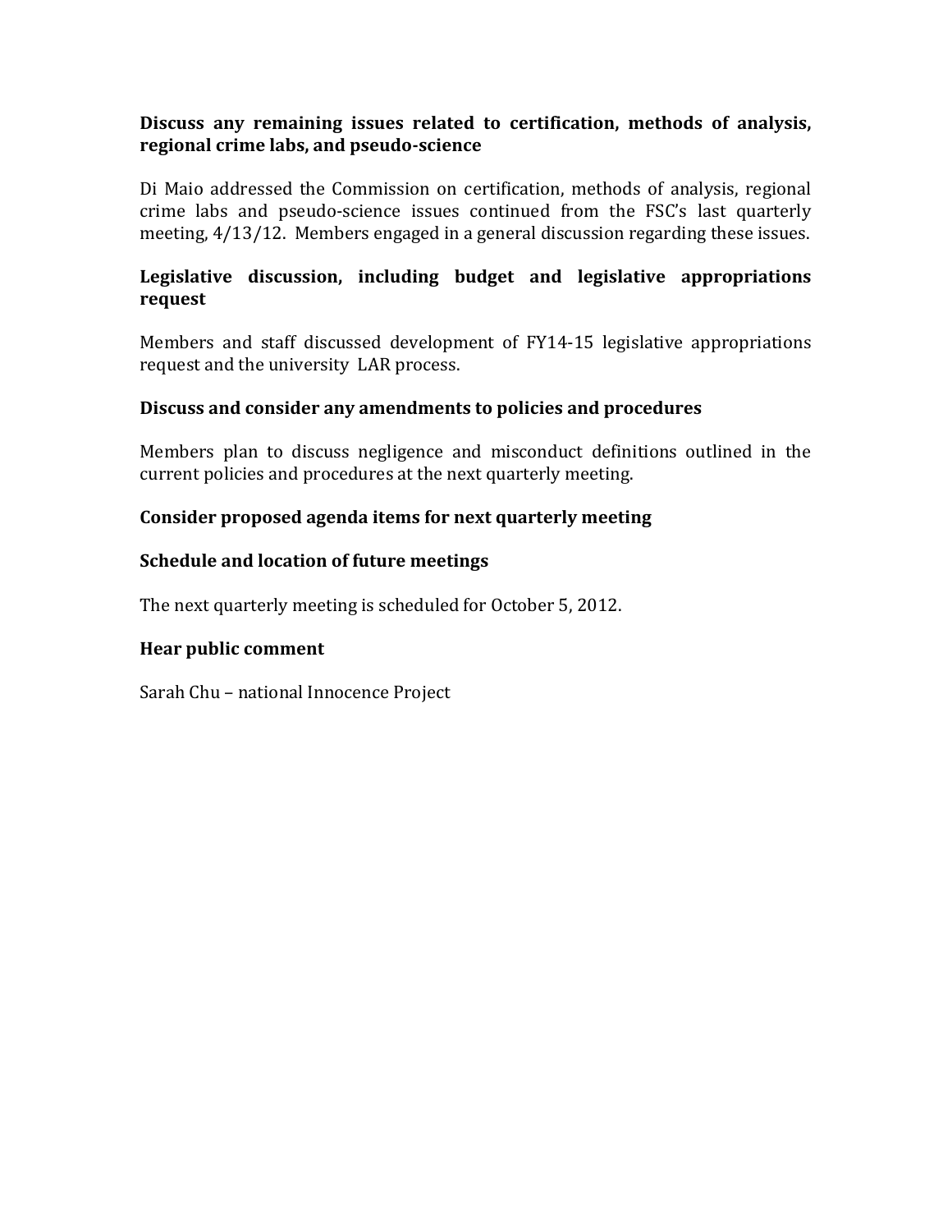**Discuss any remaining issues related to certification, methods of analysis, regional crime labs, and pseudo-science**

Di Maio addressed the Commission on certification, methods of analysis, regional crime labs and pseudo-science issues continued from the FSC's last quarterly meeting, 4/13/12. Members engaged in a general discussion regarding these issues.

**Legislative discussion, including budget and legislative appropriations request**

Members and staff discussed development of FY14-15 legislative appropriations request and the university LAR process.

**Discuss and consider any amendments to policies and procedures**

Members plan to discuss negligence and misconduct definitions outlined in the current policies and procedures at the next quarterly meeting.

**Consider proposed agenda items for next quarterly meeting**

**Schedule and location of future meetings**

The next quarterly meeting is scheduled for October 5, 2012.

**Hear public comment**

Sarah Chu – national Innocence Project